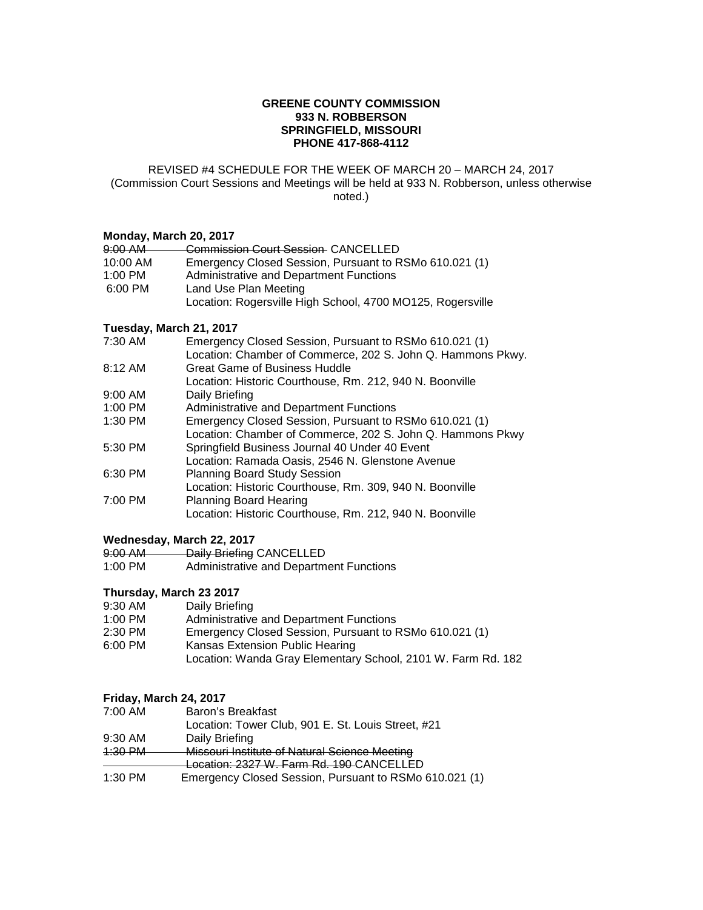**GREENE COUNTY COMMISSION**
**933 N. ROBBERSON**
**SPRINGFIELD, MISSOURI**
**PHONE 417-868-4112**

REVISED #4 SCHEDULE FOR THE WEEK OF MARCH 20 – MARCH 24, 2017
(Commission Court Sessions and Meetings will be held at 933 N. Robberson, unless otherwise noted.)

**Monday, March 20, 2017**

~~9:00 AM Commission Court Session~~ CANCELLED
10:00 AM Emergency Closed Session, Pursuant to RSMo 610.021 (1)
1:00 PM Administrative and Department Functions
6:00 PM Land Use Plan Meeting
Location: Rogersville High School, 4700 MO125, Rogersville

**Tuesday, March 21, 2017**

7:30 AM Emergency Closed Session, Pursuant to RSMo 610.021 (1)
Location: Chamber of Commerce, 202 S. John Q. Hammons Pkwy.
8:12 AM Great Game of Business Huddle
Location: Historic Courthouse, Rm. 212, 940 N. Boonville
9:00 AM Daily Briefing
1:00 PM Administrative and Department Functions
1:30 PM Emergency Closed Session, Pursuant to RSMo 610.021 (1)
Location: Chamber of Commerce, 202 S. John Q. Hammons Pkwy
5:30 PM Springfield Business Journal 40 Under 40 Event
Location: Ramada Oasis, 2546 N. Glenstone Avenue
6:30 PM Planning Board Study Session
Location: Historic Courthouse, Rm. 309, 940 N. Boonville
7:00 PM Planning Board Hearing
Location: Historic Courthouse, Rm. 212, 940 N. Boonville

**Wednesday, March 22, 2017**

~~9:00 AM Daily Briefing~~ CANCELLED
1:00 PM Administrative and Department Functions

**Thursday, March 23 2017**

9:30 AM Daily Briefing
1:00 PM Administrative and Department Functions
2:30 PM Emergency Closed Session, Pursuant to RSMo 610.021 (1)
6:00 PM Kansas Extension Public Hearing
Location: Wanda Gray Elementary School, 2101 W. Farm Rd. 182

**Friday, March 24, 2017**

7:00 AM Baron's Breakfast
Location: Tower Club, 901 E. St. Louis Street, #21
9:30 AM Daily Briefing
~~1:30 PM Missouri Institute of Natural Science Meeting~~
~~Location: 2327 W. Farm Rd. 190~~ CANCELLED
1:30 PM Emergency Closed Session, Pursuant to RSMo 610.021 (1)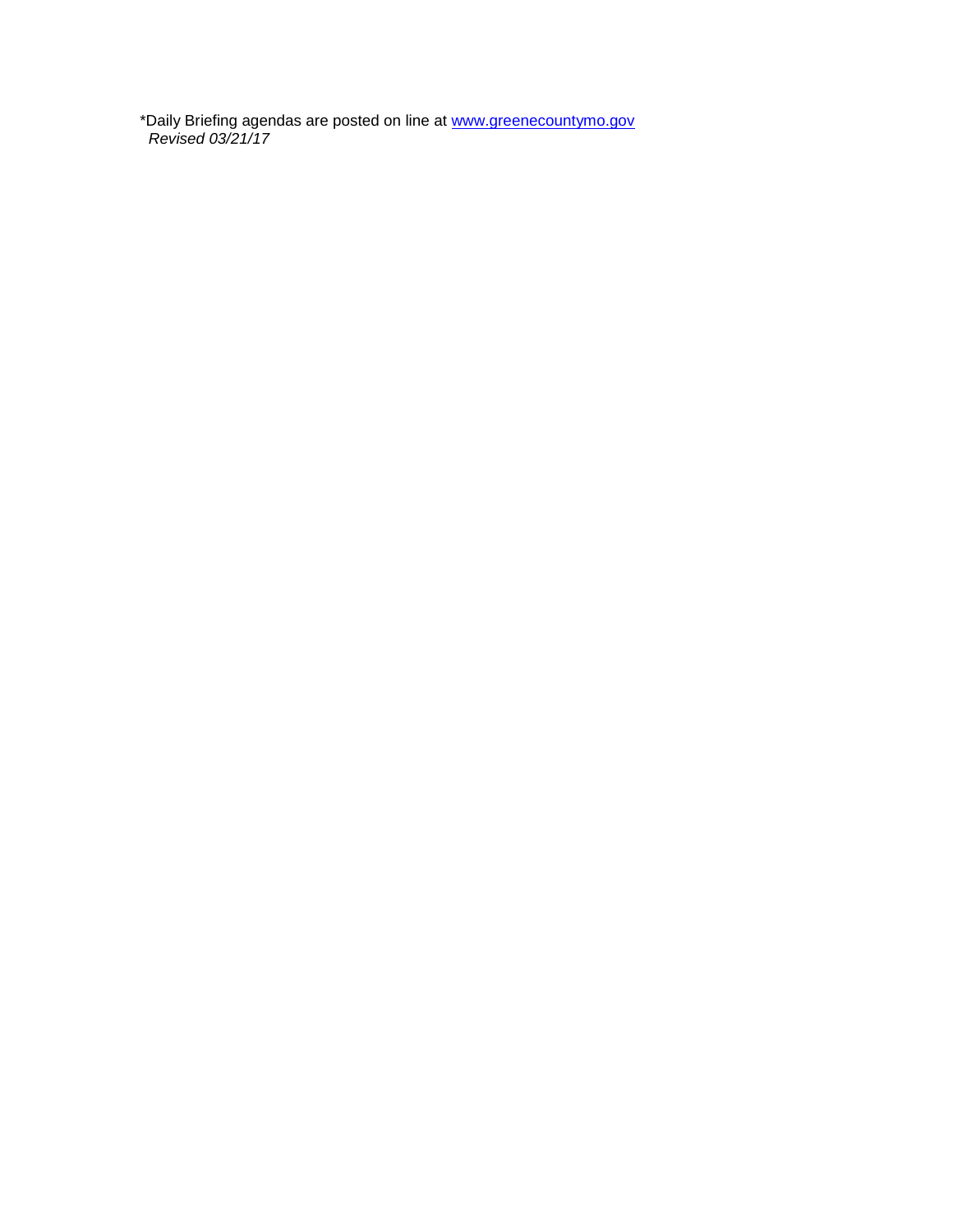*Daily Briefing agendas are posted on line at www.greenecountymo.gov
*Revised 03/21/17*